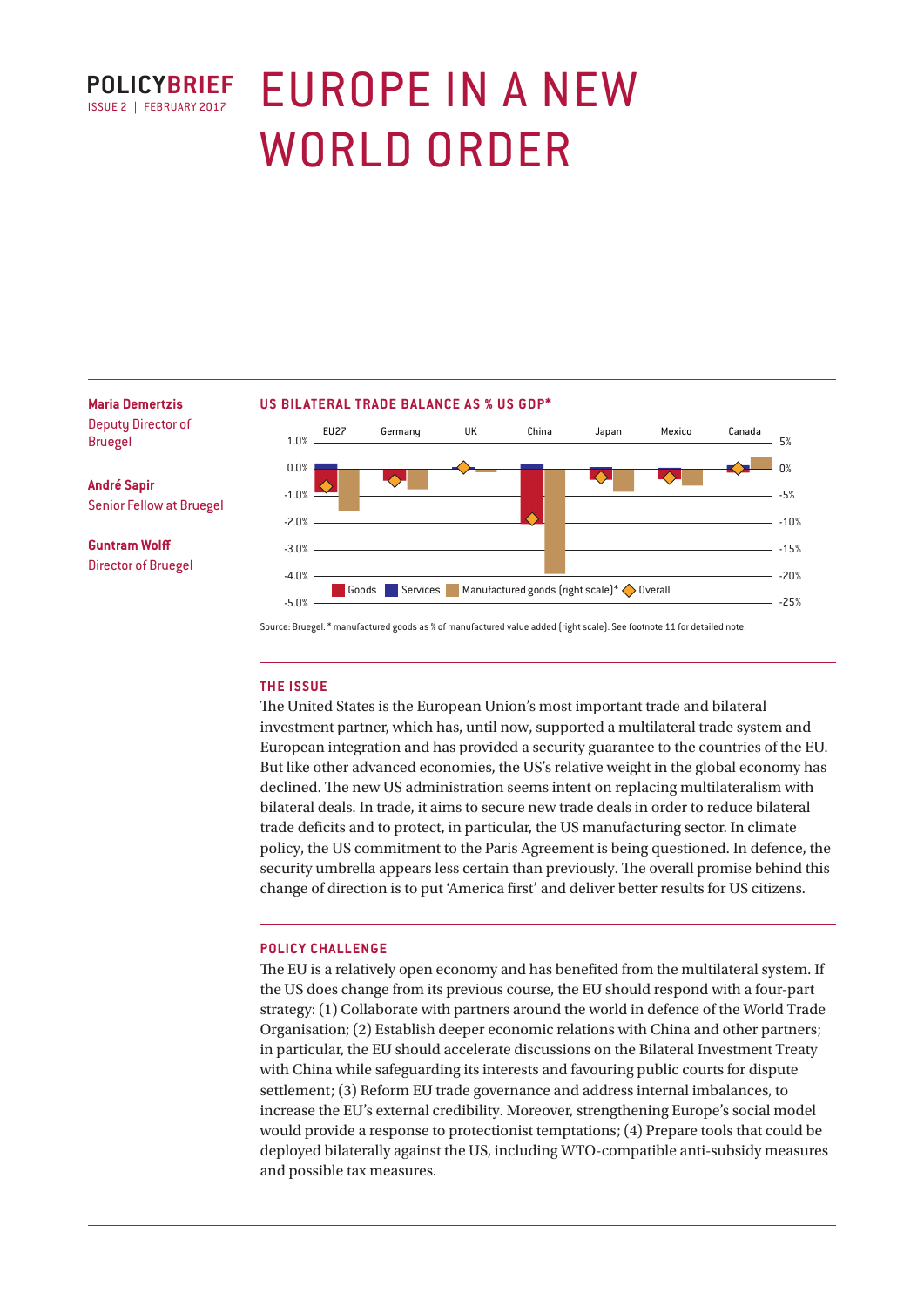**POLICYBRIEF**
ISSUE 2 | FEBRUARY 2017

# EUROPE IN A NEW WORLD ORDER

**Maria Demertzis**
Deputy Director of Bruegel

**André Sapir**
Senior Fellow at Bruegel

**Guntram Wolff**
Director of Bruegel

**US BILATERAL TRADE BALANCE AS % US GDP***

Source: Bruegel. * manufactured goods as % of manufactured value added (right scale). See footnote 11 for detailed note.

## THE ISSUE

The United States is the European Union's most important trade and bilateral investment partner, which has, until now, supported a multilateral trade system and European integration and has provided a security guarantee to the countries of the EU. But like other advanced economies, the US's relative weight in the global economy has declined. The new US administration seems intent on replacing multilateralism with bilateral deals. In trade, it aims to secure new trade deals in order to reduce bilateral trade deficits and to protect, in particular, the US manufacturing sector. In climate policy, the US commitment to the Paris Agreement is being questioned. In defence, the security umbrella appears less certain than previously. The overall promise behind this change of direction is to put 'America first' and deliver better results for US citizens.

## POLICY CHALLENGE

The EU is a relatively open economy and has benefited from the multilateral system. If the US does change from its previous course, the EU should respond with a four-part strategy: (1) Collaborate with partners around the world in defence of the World Trade Organisation; (2) Establish deeper economic relations with China and other partners; in particular, the EU should accelerate discussions on the Bilateral Investment Treaty with China while safeguarding its interests and favouring public courts for dispute settlement; (3) Reform EU trade governance and address internal imbalances, to increase the EU's external credibility. Moreover, strengthening Europe's social model would provide a response to protectionist temptations; (4) Prepare tools that could be deployed bilaterally against the US, including WTO-compatible anti-subsidy measures and possible tax measures.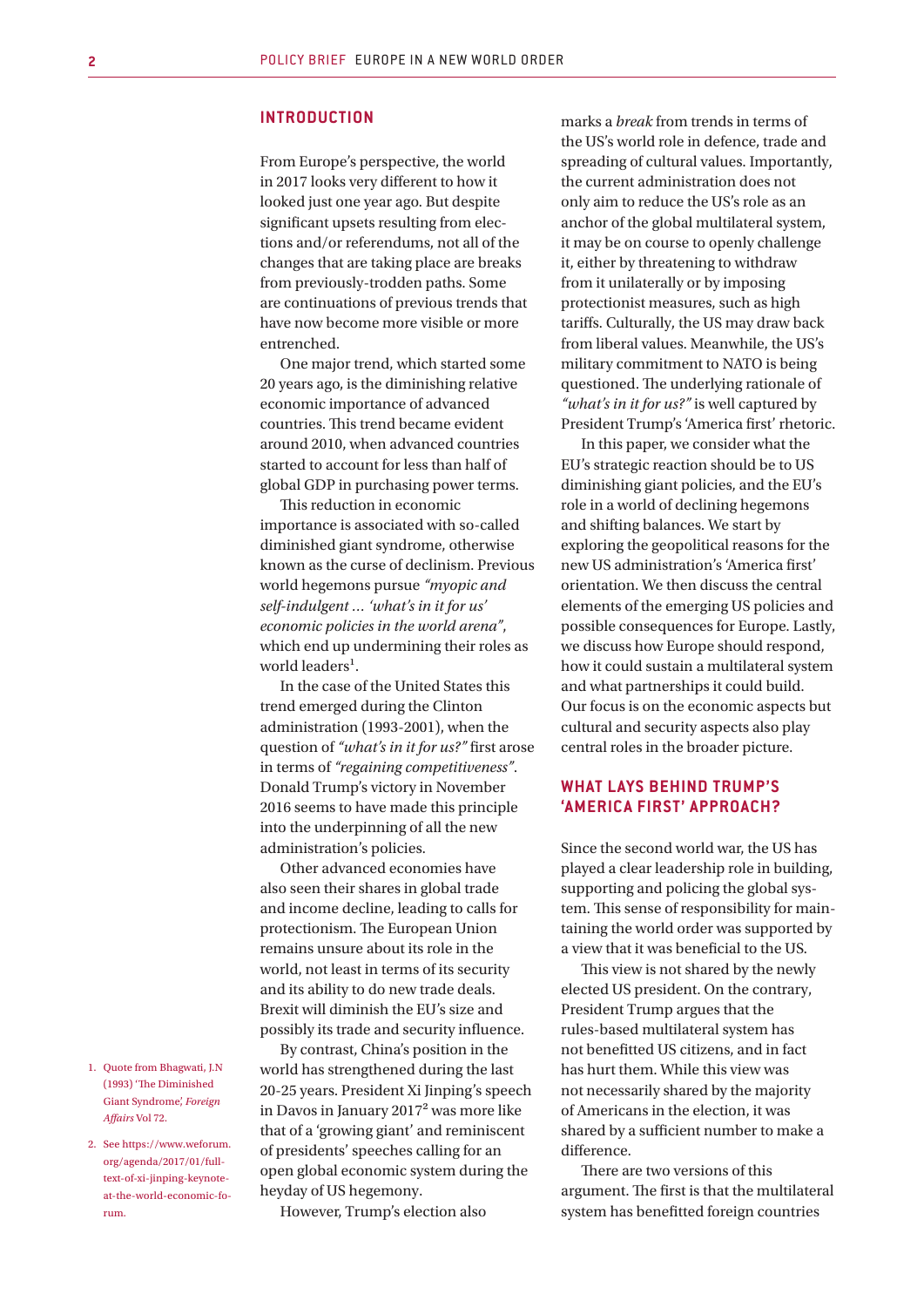## INTRODUCTION

From Europe's perspective, the world in 2017 looks very different to how it looked just one year ago. But despite significant upsets resulting from elections and/or referendums, not all of the changes that are taking place are breaks from previously-trodden paths. Some are continuations of previous trends that have now become more visible or more entrenched.

One major trend, which started some 20 years ago, is the diminishing relative economic importance of advanced countries. This trend became evident around 2010, when advanced countries started to account for less than half of global GDP in purchasing power terms.

This reduction in economic importance is associated with so-called diminished giant syndrome, otherwise known as the curse of declinism. Previous world hegemons pursue *"myopic and self-indulgent … 'what's in it for us' economic policies in the world arena"*, which end up undermining their roles as world leaders[1].

In the case of the United States this trend emerged during the Clinton administration (1993-2001), when the question of *"what's in it for us?"* first arose in terms of *"regaining competitiveness"*. Donald Trump's victory in November 2016 seems to have made this principle into the underpinning of all the new administration's policies.

Other advanced economies have also seen their shares in global trade and income decline, leading to calls for protectionism. The European Union remains unsure about its role in the world, not least in terms of its security and its ability to do new trade deals. Brexit will diminish the EU's size and possibly its trade and security influence.

By contrast, China's position in the world has strengthened during the last 20-25 years. President Xi Jinping's speech in Davos in January 2017[2] was more like that of a 'growing giant' and reminiscent of presidents' speeches calling for an open global economic system during the heyday of US hegemony.

However, Trump's election also marks a *break* from trends in terms of the US's world role in defence, trade and spreading of cultural values. Importantly, the current administration does not only aim to reduce the US's role as an anchor of the global multilateral system, it may be on course to openly challenge it, either by threatening to withdraw from it unilaterally or by imposing protectionist measures, such as high tariffs. Culturally, the US may draw back from liberal values. Meanwhile, the US's military commitment to NATO is being questioned. The underlying rationale of *"what's in it for us?"* is well captured by President Trump's 'America first' rhetoric.

In this paper, we consider what the EU's strategic reaction should be to US diminishing giant policies, and the EU's role in a world of declining hegemons and shifting balances. We start by exploring the geopolitical reasons for the new US administration's 'America first' orientation. We then discuss the central elements of the emerging US policies and possible consequences for Europe. Lastly, we discuss how Europe should respond, how it could sustain a multilateral system and what partnerships it could build. Our focus is on the economic aspects but cultural and security aspects also play central roles in the broader picture.

## WHAT LAYS BEHIND TRUMP'S 'AMERICA FIRST' APPROACH?

Since the second world war, the US has played a clear leadership role in building, supporting and policing the global system. This sense of responsibility for maintaining the world order was supported by a view that it was beneficial to the US.

This view is not shared by the newly elected US president. On the contrary, President Trump argues that the rules-based multilateral system has not benefitted US citizens, and in fact has hurt them. While this view was not necessarily shared by the majority of Americans in the election, it was shared by a sufficient number to make a difference.

There are two versions of this argument. The first is that the multilateral system has benefitted foreign countries

1. Quote from Bhagwati, J.N (1993) 'The Diminished Giant Syndrome', *Foreign Affairs* Vol 72.
2. See https://www.weforum.org/agenda/2017/01/full-text-of-xi-jinping-keynote-at-the-world-economic-forum.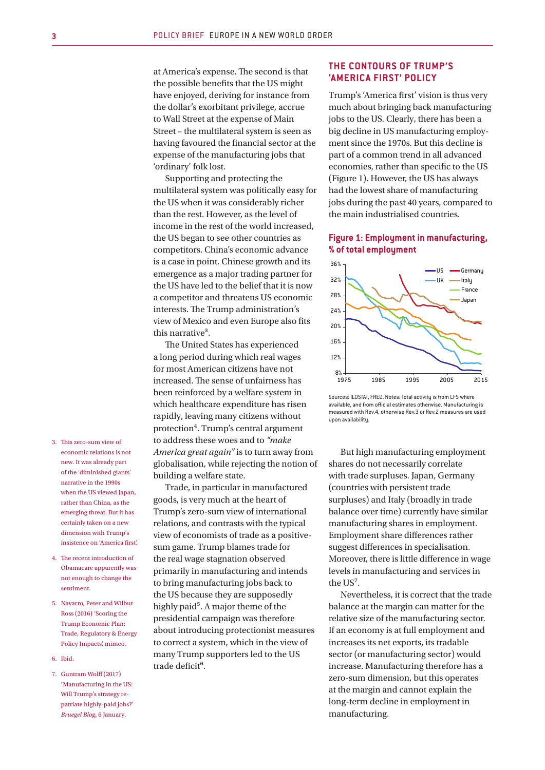at America's expense. The second is that the possible benefits that the US might have enjoyed, deriving for instance from the dollar's exorbitant privilege, accrue to Wall Street at the expense of Main Street – the multilateral system is seen as having favoured the financial sector at the expense of the manufacturing jobs that 'ordinary' folk lost.

Supporting and protecting the multilateral system was politically easy for the US when it was considerably richer than the rest. However, as the level of income in the rest of the world increased, the US began to see other countries as competitors. China's economic advance is a case in point. Chinese growth and its emergence as a major trading partner for the US have led to the belief that it is now a competitor and threatens US economic interests. The Trump administration's view of Mexico and even Europe also fits this narrative[3].

The United States has experienced a long period during which real wages for most American citizens have not increased. The sense of unfairness has been reinforced by a welfare system in which healthcare expenditure has risen rapidly, leaving many citizens without protection[4]. Trump's central argument to address these woes and to *"make America great again"* is to turn away from globalisation, while rejecting the notion of building a welfare state.

Trade, in particular in manufactured goods, is very much at the heart of Trump's zero-sum view of international relations, and contrasts with the typical view of economists of trade as a positive-sum game. Trump blames trade for the real wage stagnation observed primarily in manufacturing and intends to bring manufacturing jobs back to the US because they are supposedly highly paid[5]. A major theme of the presidential campaign was therefore about introducing protectionist measures to correct a system, which in the view of many Trump supporters led to the US trade deficit[6].

## THE CONTOURS OF TRUMP'S 'AMERICA FIRST' POLICY

Trump's 'America first' vision is thus very much about bringing back manufacturing jobs to the US. Clearly, there has been a big decline in US manufacturing employment since the 1970s. But this decline is part of a common trend in all advanced economies, rather than specific to the US (Figure 1). However, the US has always had the lowest share of manufacturing jobs during the past 40 years, compared to the main industrialised countries.

**Figure 1: Employment in manufacturing, % of total employment**

Sources: ILOSTAT, FRED. Notes: Total activity is from LFS where available, and from official estimates otherwise. Manufacturing is measured with Rev.4, otherwise Rev.3 or Rev.2 measures are used upon availability.

But high manufacturing employment shares do not necessarily correlate with trade surpluses. Japan, Germany (countries with persistent trade surpluses) and Italy (broadly in trade balance over time) currently have similar manufacturing shares in employment. Employment share differences rather suggest differences in specialisation. Moreover, there is little difference in wage levels in manufacturing and services in the US[7].

Nevertheless, it is correct that the trade balance at the margin can matter for the relative size of the manufacturing sector. If an economy is at full employment and increases its net exports, its tradable sector (or manufacturing sector) would increase. Manufacturing therefore has a zero-sum dimension, but this operates at the margin and cannot explain the long-term decline in employment in manufacturing.

---

3. This zero-sum view of economic relations is not new. It was already part of the 'diminished giants' narrative in the 1990s when the US viewed Japan, rather than China, as the emerging threat. But it has certainly taken on a new dimension with Trump's insistence on 'America first'.

4. The recent introduction of Obamacare apparently was not enough to change the sentiment.

5. Navarro, Peter and Wilbur Ross (2016) 'Scoring the Trump Economic Plan: Trade, Regulatory & Energy Policy Impacts', mimeo.

6. Ibid.

7. Guntram Wolff (2017) 'Manufacturing in the US: Will Trump's strategy re-patriate highly-paid jobs?' *Bruegel Blog*, 6 January.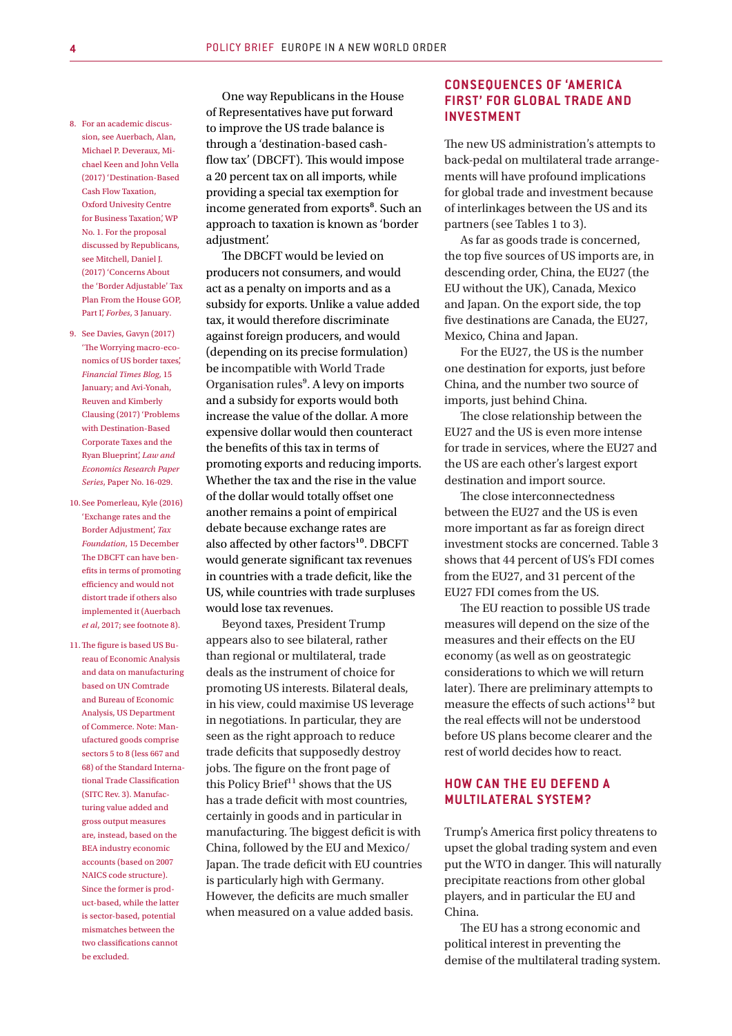One way Republicans in the House of Representatives have put forward to improve the US trade balance is through a 'destination-based cash-flow tax' (DBCFT). This would impose a 20 percent tax on all imports, while providing a special tax exemption for income generated from exports[8]. Such an approach to taxation is known as 'border adjustment'.

The DBCFT would be levied on producers not consumers, and would act as a penalty on imports and as a subsidy for exports. Unlike a value added tax, it would therefore discriminate against foreign producers, and would (depending on its precise formulation) be incompatible with World Trade Organisation rules[9]. A levy on imports and a subsidy for exports would both increase the value of the dollar. A more expensive dollar would then counteract the benefits of this tax in terms of promoting exports and reducing imports. Whether the tax and the rise in the value of the dollar would totally offset one another remains a point of empirical debate because exchange rates are also affected by other factors[10]. DBCFT would generate significant tax revenues in countries with a trade deficit, like the US, while countries with trade surpluses would lose tax revenues.

Beyond taxes, President Trump appears also to see bilateral, rather than regional or multilateral, trade deals as the instrument of choice for promoting US interests. Bilateral deals, in his view, could maximise US leverage in negotiations. In particular, they are seen as the right approach to reduce trade deficits that supposedly destroy jobs. The figure on the front page of this Policy Brief[11] shows that the US has a trade deficit with most countries, certainly in goods and in particular in manufacturing. The biggest deficit is with China, followed by the EU and Mexico/Japan. The trade deficit with EU countries is particularly high with Germany. However, the deficits are much smaller when measured on a value added basis.

## CONSEQUENCES OF 'AMERICA FIRST' FOR GLOBAL TRADE AND INVESTMENT

The new US administration's attempts to back-pedal on multilateral trade arrangements will have profound implications for global trade and investment because of interlinkages between the US and its partners (see Tables 1 to 3).

As far as goods trade is concerned, the top five sources of US imports are, in descending order, China, the EU27 (the EU without the UK), Canada, Mexico and Japan. On the export side, the top five destinations are Canada, the EU27, Mexico, China and Japan.

For the EU27, the US is the number one destination for exports, just before China, and the number two source of imports, just behind China.

The close relationship between the EU27 and the US is even more intense for trade in services, where the EU27 and the US are each other's largest export destination and import source.

The close interconnectedness between the EU27 and the US is even more important as far as foreign direct investment stocks are concerned. Table 3 shows that 44 percent of US's FDI comes from the EU27, and 31 percent of the EU27 FDI comes from the US.

The EU reaction to possible US trade measures will depend on the size of the measures and their effects on the EU economy (as well as on geostrategic considerations to which we will return later). There are preliminary attempts to measure the effects of such actions[12] but the real effects will not be understood before US plans become clearer and the rest of world decides how to react.

## HOW CAN THE EU DEFEND A MULTILATERAL SYSTEM?

Trump's America first policy threatens to upset the global trading system and even put the WTO in danger. This will naturally precipitate reactions from other global players, and in particular the EU and China.

The EU has a strong economic and political interest in preventing the demise of the multilateral trading system.

---

8. For an academic discussion, see Auerbach, Alan, Michael P. Deveraux, Michael Keen and John Vella (2017) 'Destination-Based Cash Flow Taxation, Oxford Univesity Centre for Business Taxation', WP No. 1. For the proposal discussed by Republicans, see Mitchell, Daniel J. (2017) 'Concerns About the 'Border Adjustable' Tax Plan From the House GOP, Part I', *Forbes*, 3 January.

9. See Davies, Gavyn (2017) 'The Worrying macro-economics of US border taxes', *Financial Times Blog*, 15 January; and Avi-Yonah, Reuven and Kimberly Clausing (2017) 'Problems with Destination-Based Corporate Taxes and the Ryan Blueprint', *Law and Economics Research Paper Series*, Paper No. 16-029.

10. See Pomerleau, Kyle (2016) 'Exchange rates and the Border Adjustment', *Tax Foundation*, 15 December The DBCFT can have benefits in terms of promoting efficiency and would not distort trade if others also implemented it (Auerbach *et al*, 2017; see footnote 8).

11. The figure is based US Bureau of Economic Analysis and data on manufacturing based on UN Comtrade and Bureau of Economic Analysis, US Department of Commerce. Note: Manufactured goods comprise sectors 5 to 8 (less 667 and 68) of the Standard International Trade Classification (SITC Rev. 3). Manufacturing value added and gross output measures are, instead, based on the BEA industry economic accounts (based on 2007 NAICS code structure). Since the former is product-based, while the latter is sector-based, potential mismatches between the two classifications cannot be excluded.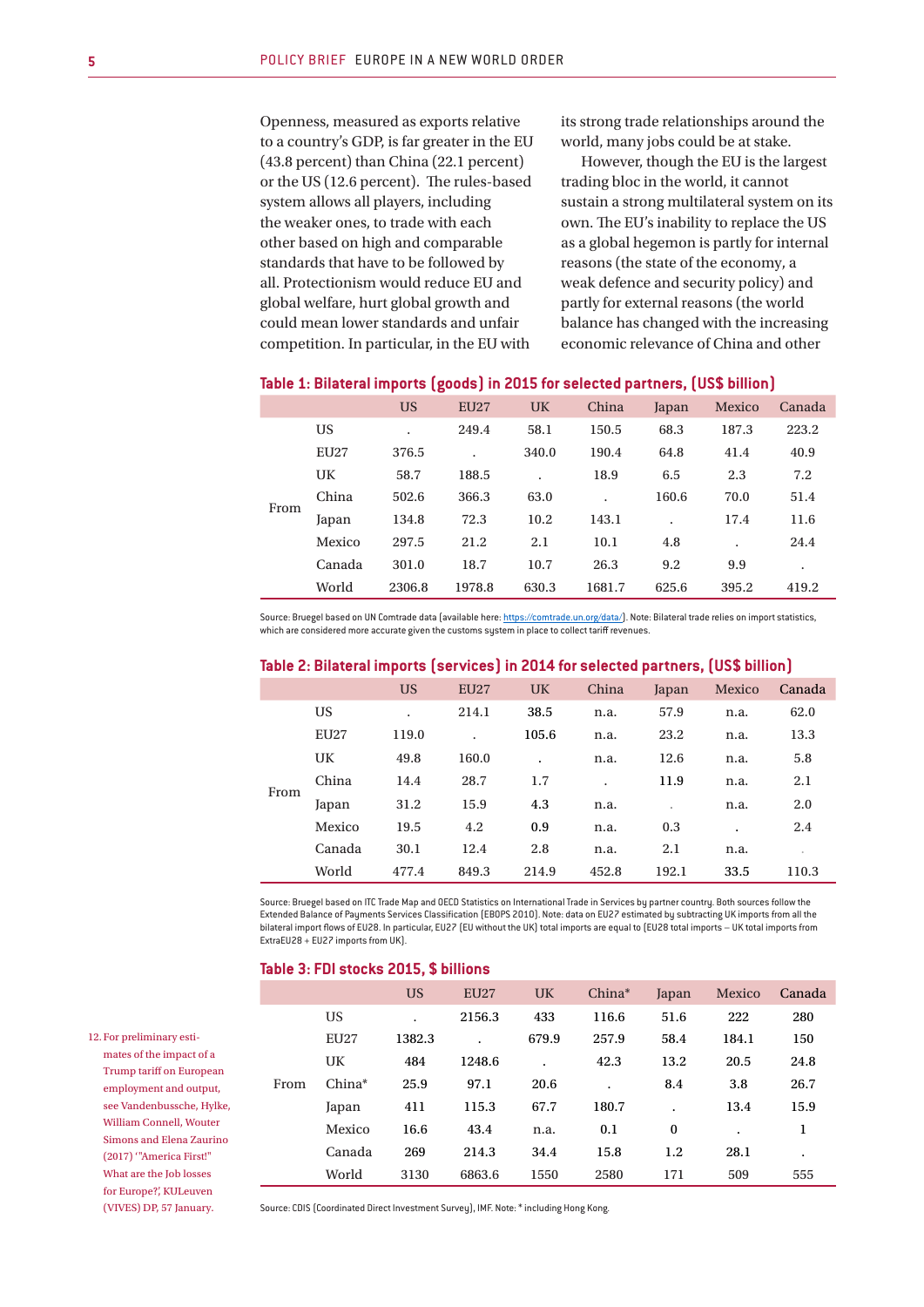Openness, measured as exports relative to a country's GDP, is far greater in the EU (43.8 percent) than China (22.1 percent) or the US (12.6 percent). The rules-based system allows all players, including the weaker ones, to trade with each other based on high and comparable standards that have to be followed by all. Protectionism would reduce EU and global welfare, hurt global growth and could mean lower standards and unfair competition. In particular, in the EU with its strong trade relationships around the world, many jobs could be at stake.

However, though the EU is the largest trading bloc in the world, it cannot sustain a strong multilateral system on its own. The EU's inability to replace the US as a global hegemon is partly for internal reasons (the state of the economy, a weak defence and security policy) and partly for external reasons (the world balance has changed with the increasing economic relevance of China and other

**Table 1: Bilateral imports (goods) in 2015 for selected partners, (US$ billion)**

| | | US | EU27 | UK | China | Japan | Mexico | Canada |
|---|---|---|---|---|---|---|---|---|
| From | US | . | 249.4 | 58.1 | 150.5 | 68.3 | 187.3 | 223.2 |
| | EU27 | 376.5 | . | 340.0 | 190.4 | 64.8 | 41.4 | 40.9 |
| | UK | 58.7 | 188.5 | . | 18.9 | 6.5 | 2.3 | 7.2 |
| | China | 502.6 | 366.3 | 63.0 | . | 160.6 | 70.0 | 51.4 |
| | Japan | 134.8 | 72.3 | 10.2 | 143.1 | . | 17.4 | 11.6 |
| | Mexico | 297.5 | 21.2 | 2.1 | 10.1 | 4.8 | . | 24.4 |
| | Canada | 301.0 | 18.7 | 10.7 | 26.3 | 9.2 | 9.9 | . |
| | World | 2306.8 | 1978.8 | 630.3 | 1681.7 | 625.6 | 395.2 | 419.2 |

Source: Bruegel based on UN Comtrade data (available here: https://comtrade.un.org/data/). Note: Bilateral trade relies on import statistics, which are considered more accurate given the customs system in place to collect tariff revenues.

**Table 2: Bilateral imports (services) in 2014 for selected partners, (US$ billion)**

| | | US | EU27 | UK | China | Japan | Mexico | Canada |
|---|---|---|---|---|---|---|---|---|
| From | US | . | 214.1 | 38.5 | n.a. | 57.9 | n.a. | 62.0 |
| | EU27 | 119.0 | . | 105.6 | n.a. | 23.2 | n.a. | 13.3 |
| | UK | 49.8 | 160.0 | . | n.a. | 12.6 | n.a. | 5.8 |
| | China | 14.4 | 28.7 | 1.7 | . | 11.9 | n.a. | 2.1 |
| | Japan | 31.2 | 15.9 | 4.3 | n.a. | . | n.a. | 2.0 |
| | Mexico | 19.5 | 4.2 | 0.9 | n.a. | 0.3 | . | 2.4 |
| | Canada | 30.1 | 12.4 | 2.8 | n.a. | 2.1 | n.a. | . |
| | World | 477.4 | 849.3 | 214.9 | 452.8 | 192.1 | 33.5 | 110.3 |

Source: Bruegel based on ITC Trade Map and OECD Statistics on International Trade in Services by partner country. Both sources follow the Extended Balance of Payments Services Classification (EBOPS 2010). Note: data on EU27 estimated by subtracting UK imports from all the bilateral import flows of EU28. In particular, EU27 (EU without the UK) total imports are equal to (EU28 total imports – UK total imports from ExtraEU28 + EU27 imports from UK).

**Table 3: FDI stocks 2015, $ billions**

| | | US | EU27 | UK | China* | Japan | Mexico | Canada |
|---|---|---|---|---|---|---|---|---|
| From | US | . | 2156.3 | 433 | 116.6 | 51.6 | 222 | 280 |
| | EU27 | 1382.3 | . | 679.9 | 257.9 | 58.4 | 184.1 | 150 |
| | UK | 484 | 1248.6 | . | 42.3 | 13.2 | 20.5 | 24.8 |
| | China* | 25.9 | 97.1 | 20.6 | . | 8.4 | 3.8 | 26.7 |
| | Japan | 411 | 115.3 | 67.7 | 180.7 | . | 13.4 | 15.9 |
| | Mexico | 16.6 | 43.4 | n.a. | 0.1 | 0 | . | 1 |
| | Canada | 269 | 214.3 | 34.4 | 15.8 | 1.2 | 28.1 | . |
| | World | 3130 | 6863.6 | 1550 | 2580 | 171 | 509 | 555 |

Source: CDIS (Coordinated Direct Investment Survey), IMF. Note: * including Hong Kong.

12. For preliminary estimates of the impact of a Trump tariff on European employment and output, see Vandenbussche, Hylke, William Connell, Wouter Simons and Elena Zaurino (2017) '"America First!" What are the Job losses for Europe?', KULeuven (VIVES) DP, 57 January.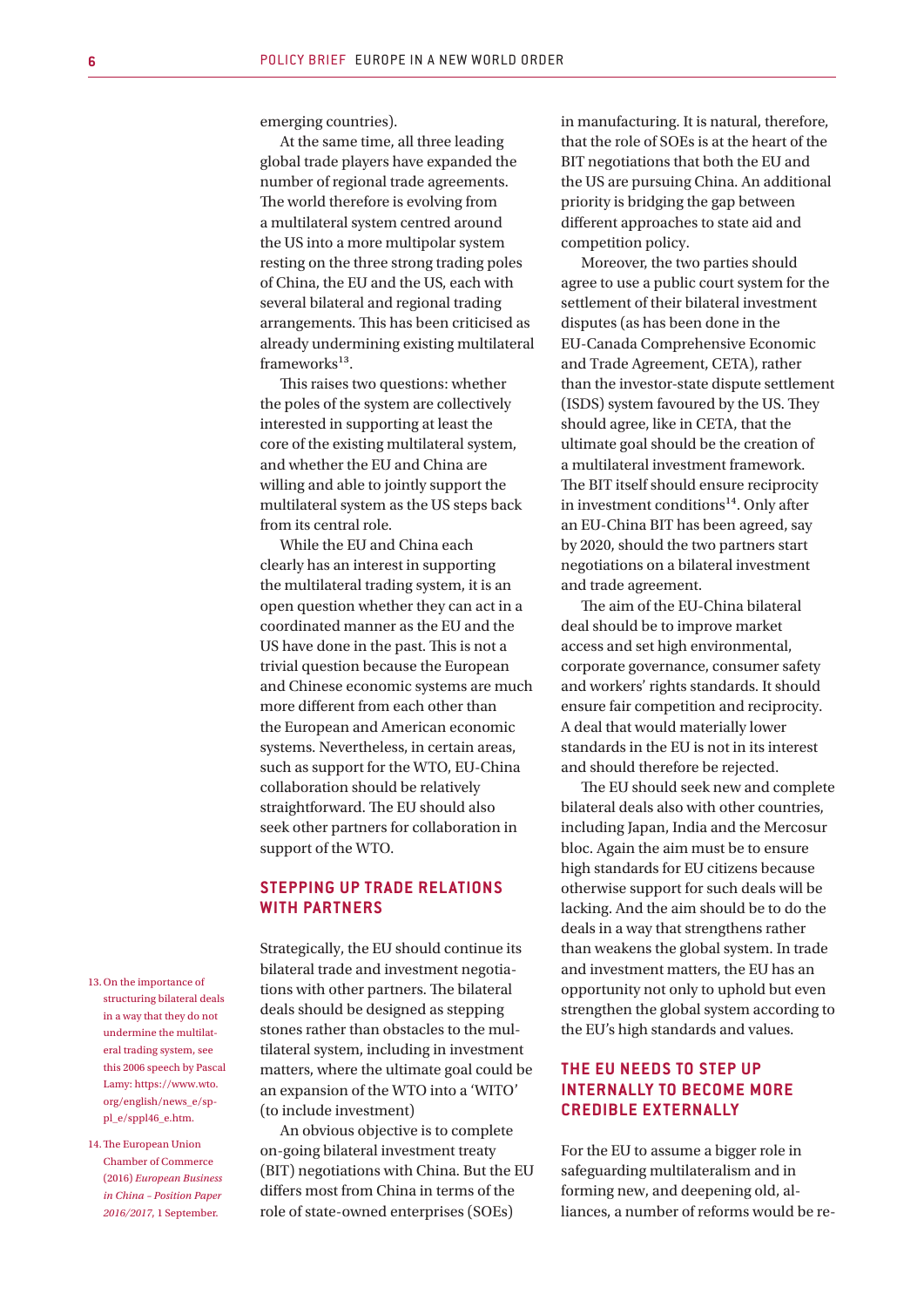emerging countries).

At the same time, all three leading global trade players have expanded the number of regional trade agreements. The world therefore is evolving from a multilateral system centred around the US into a more multipolar system resting on the three strong trading poles of China, the EU and the US, each with several bilateral and regional trading arrangements. This has been criticised as already undermining existing multilateral frameworks[13].

This raises two questions: whether the poles of the system are collectively interested in supporting at least the core of the existing multilateral system, and whether the EU and China are willing and able to jointly support the multilateral system as the US steps back from its central role.

While the EU and China each clearly has an interest in supporting the multilateral trading system, it is an open question whether they can act in a coordinated manner as the EU and the US have done in the past. This is not a trivial question because the European and Chinese economic systems are much more different from each other than the European and American economic systems. Nevertheless, in certain areas, such as support for the WTO, EU-China collaboration should be relatively straightforward. The EU should also seek other partners for collaboration in support of the WTO.

## STEPPING UP TRADE RELATIONS WITH PARTNERS

Strategically, the EU should continue its bilateral trade and investment negotiations with other partners. The bilateral deals should be designed as stepping stones rather than obstacles to the multilateral system, including in investment matters, where the ultimate goal could be an expansion of the WTO into a 'WITO' (to include investment)

An obvious objective is to complete on-going bilateral investment treaty (BIT) negotiations with China. But the EU differs most from China in terms of the role of state-owned enterprises (SOEs) in manufacturing. It is natural, therefore, that the role of SOEs is at the heart of the BIT negotiations that both the EU and the US are pursuing China. An additional priority is bridging the gap between different approaches to state aid and competition policy.

Moreover, the two parties should agree to use a public court system for the settlement of their bilateral investment disputes (as has been done in the EU-Canada Comprehensive Economic and Trade Agreement, CETA), rather than the investor-state dispute settlement (ISDS) system favoured by the US. They should agree, like in CETA, that the ultimate goal should be the creation of a multilateral investment framework. The BIT itself should ensure reciprocity in investment conditions[14]. Only after an EU-China BIT has been agreed, say by 2020, should the two partners start negotiations on a bilateral investment and trade agreement.

The aim of the EU-China bilateral deal should be to improve market access and set high environmental, corporate governance, consumer safety and workers' rights standards. It should ensure fair competition and reciprocity. A deal that would materially lower standards in the EU is not in its interest and should therefore be rejected.

The EU should seek new and complete bilateral deals also with other countries, including Japan, India and the Mercosur bloc. Again the aim must be to ensure high standards for EU citizens because otherwise support for such deals will be lacking. And the aim should be to do the deals in a way that strengthens rather than weakens the global system. In trade and investment matters, the EU has an opportunity not only to uphold but even strengthen the global system according to the EU's high standards and values.

## THE EU NEEDS TO STEP UP INTERNALLY TO BECOME MORE CREDIBLE EXTERNALLY

For the EU to assume a bigger role in safeguarding multilateralism and in forming new, and deepening old, alliances, a number of reforms would be re-

13. On the importance of structuring bilateral deals in a way that they do not undermine the multilateral trading system, see this 2006 speech by Pascal Lamy: https://www.wto.org/english/news_e/sppl_e/sppl46_e.htm.

14. The European Union Chamber of Commerce (2016) *European Business in China - Position Paper 2016/2017*, 1 September.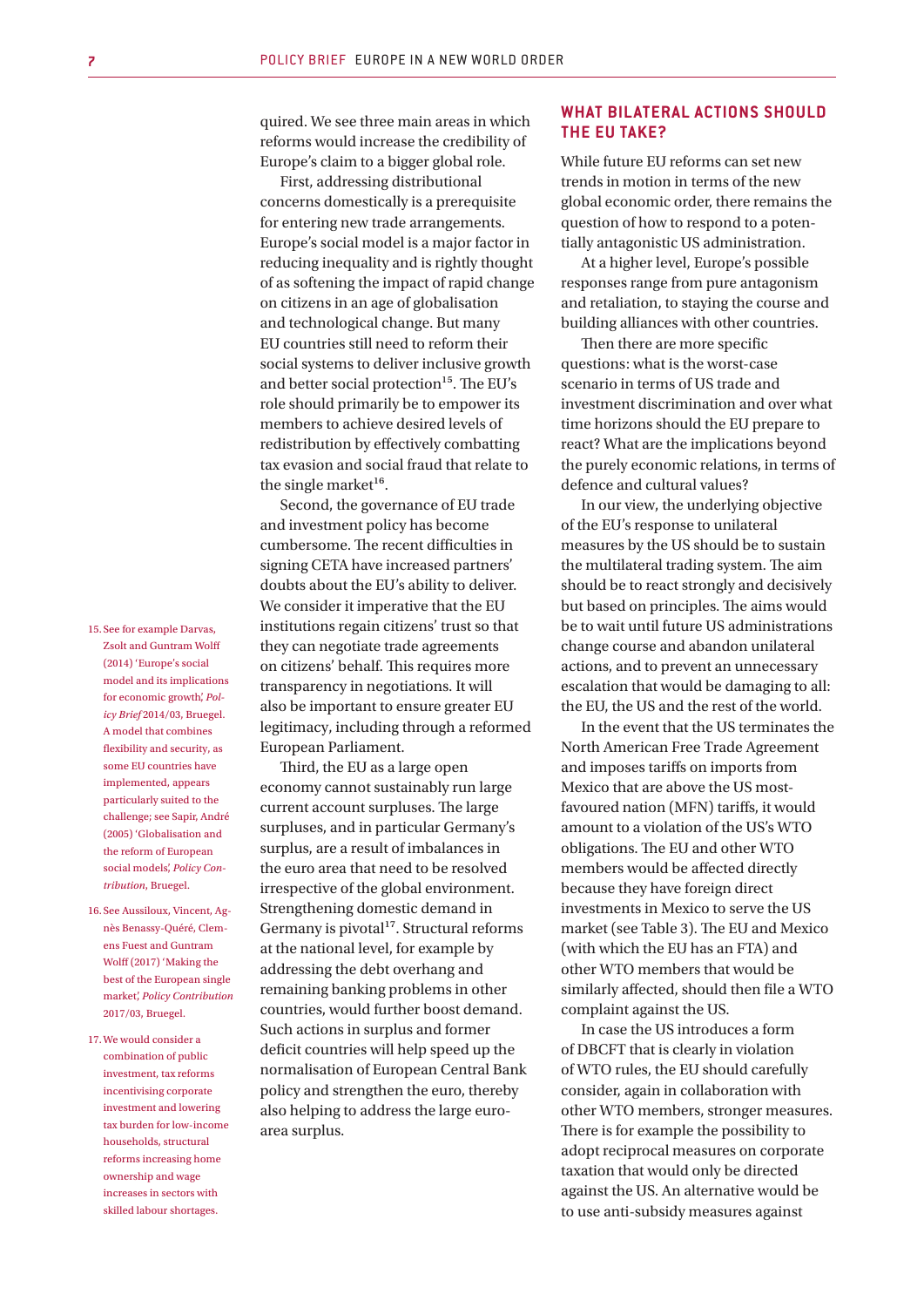quired. We see three main areas in which reforms would increase the credibility of Europe's claim to a bigger global role.

First, addressing distributional concerns domestically is a prerequisite for entering new trade arrangements. Europe's social model is a major factor in reducing inequality and is rightly thought of as softening the impact of rapid change on citizens in an age of globalisation and technological change. But many EU countries still need to reform their social systems to deliver inclusive growth and better social protection[15]. The EU's role should primarily be to empower its members to achieve desired levels of redistribution by effectively combatting tax evasion and social fraud that relate to the single market[16].

Second, the governance of EU trade and investment policy has become cumbersome. The recent difficulties in signing CETA have increased partners' doubts about the EU's ability to deliver. We consider it imperative that the EU institutions regain citizens' trust so that they can negotiate trade agreements on citizens' behalf. This requires more transparency in negotiations. It will also be important to ensure greater EU legitimacy, including through a reformed European Parliament.

Third, the EU as a large open economy cannot sustainably run large current account surpluses. The large surpluses, and in particular Germany's surplus, are a result of imbalances in the euro area that need to be resolved irrespective of the global environment. Strengthening domestic demand in Germany is pivotal[17]. Structural reforms at the national level, for example by addressing the debt overhang and remaining banking problems in other countries, would further boost demand. Such actions in surplus and former deficit countries will help speed up the normalisation of European Central Bank policy and strengthen the euro, thereby also helping to address the large euro-area surplus.

## WHAT BILATERAL ACTIONS SHOULD THE EU TAKE?

While future EU reforms can set new trends in motion in terms of the new global economic order, there remains the question of how to respond to a potentially antagonistic US administration.

At a higher level, Europe's possible responses range from pure antagonism and retaliation, to staying the course and building alliances with other countries.

Then there are more specific questions: what is the worst-case scenario in terms of US trade and investment discrimination and over what time horizons should the EU prepare to react? What are the implications beyond the purely economic relations, in terms of defence and cultural values?

In our view, the underlying objective of the EU's response to unilateral measures by the US should be to sustain the multilateral trading system. The aim should be to react strongly and decisively but based on principles. The aims would be to wait until future US administrations change course and abandon unilateral actions, and to prevent an unnecessary escalation that would be damaging to all: the EU, the US and the rest of the world.

In the event that the US terminates the North American Free Trade Agreement and imposes tariffs on imports from Mexico that are above the US most-favoured nation (MFN) tariffs, it would amount to a violation of the US's WTO obligations. The EU and other WTO members would be affected directly because they have foreign direct investments in Mexico to serve the US market (see Table 3). The EU and Mexico (with which the EU has an FTA) and other WTO members that would be similarly affected, should then file a WTO complaint against the US.

In case the US introduces a form of DBCFT that is clearly in violation of WTO rules, the EU should carefully consider, again in collaboration with other WTO members, stronger measures. There is for example the possibility to adopt reciprocal measures on corporate taxation that would only be directed against the US. An alternative would be to use anti-subsidy measures against

---

15. See for example Darvas, Zsolt and Guntram Wolff (2014) 'Europe's social model and its implications for economic growth', *Policy Brief* 2014/03, Bruegel. A model that combines flexibility and security, as some EU countries have implemented, appears particularly suited to the challenge; see Sapir, André (2005) 'Globalisation and the reform of European social models', *Policy Contribution*, Bruegel.

16. See Aussiloux, Vincent, Agnès Benassy-Quéré, Clemens Fuest and Guntram Wolff (2017) 'Making the best of the European single market', *Policy Contribution* 2017/03, Bruegel.

17. We would consider a combination of public investment, tax reforms incentivising corporate investment and lowering tax burden for low-income households, structural reforms increasing home ownership and wage increases in sectors with skilled labour shortages.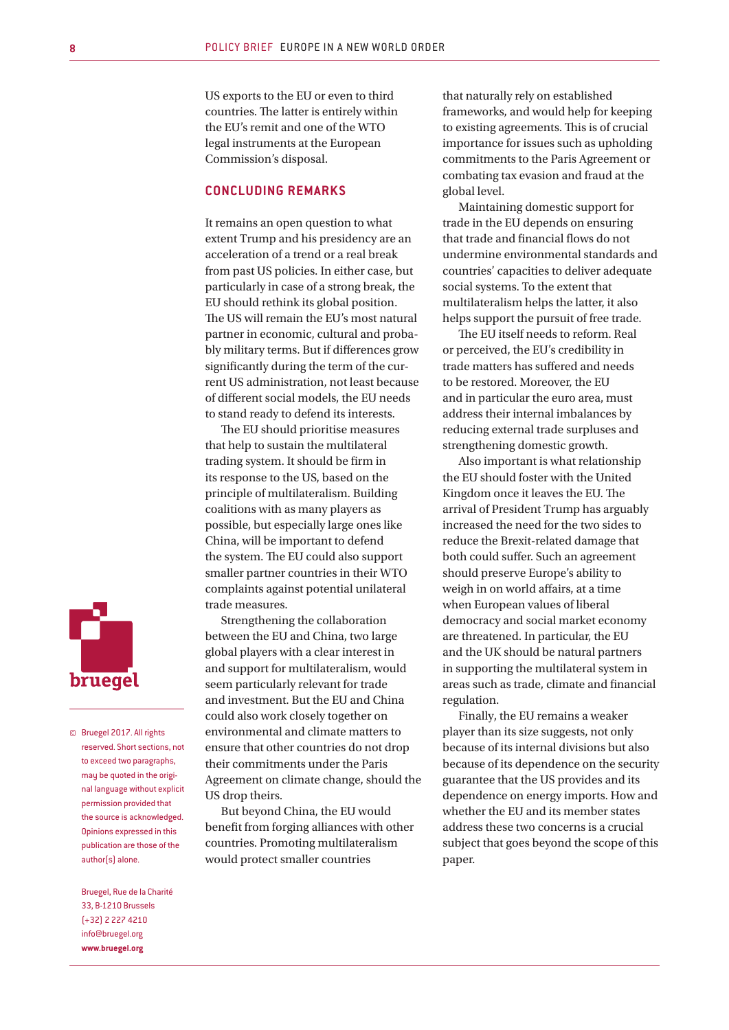US exports to the EU or even to third countries. The latter is entirely within the EU's remit and one of the WTO legal instruments at the European Commission's disposal.

## CONCLUDING REMARKS

It remains an open question to what extent Trump and his presidency are an acceleration of a trend or a real break from past US policies. In either case, but particularly in case of a strong break, the EU should rethink its global position. The US will remain the EU's most natural partner in economic, cultural and probably military terms. But if differences grow significantly during the term of the current US administration, not least because of different social models, the EU needs to stand ready to defend its interests.

The EU should prioritise measures that help to sustain the multilateral trading system. It should be firm in its response to the US, based on the principle of multilateralism. Building coalitions with as many players as possible, but especially large ones like China, will be important to defend the system. The EU could also support smaller partner countries in their WTO complaints against potential unilateral trade measures.

Strengthening the collaboration between the EU and China, two large global players with a clear interest in and support for multilateralism, would seem particularly relevant for trade and investment. But the EU and China could also work closely together on environmental and climate matters to ensure that other countries do not drop their commitments under the Paris Agreement on climate change, should the US drop theirs.

But beyond China, the EU would benefit from forging alliances with other countries. Promoting multilateralism would protect smaller countries that naturally rely on established frameworks, and would help for keeping to existing agreements. This is of crucial importance for issues such as upholding commitments to the Paris Agreement or combating tax evasion and fraud at the global level.

Maintaining domestic support for trade in the EU depends on ensuring that trade and financial flows do not undermine environmental standards and countries' capacities to deliver adequate social systems. To the extent that multilateralism helps the latter, it also helps support the pursuit of free trade.

The EU itself needs to reform. Real or perceived, the EU's credibility in trade matters has suffered and needs to be restored. Moreover, the EU and in particular the euro area, must address their internal imbalances by reducing external trade surpluses and strengthening domestic growth.

Also important is what relationship the EU should foster with the United Kingdom once it leaves the EU. The arrival of President Trump has arguably increased the need for the two sides to reduce the Brexit-related damage that both could suffer. Such an agreement should preserve Europe's ability to weigh in on world affairs, at a time when European values of liberal democracy and social market economy are threatened. In particular, the EU and the UK should be natural partners in supporting the multilateral system in areas such as trade, climate and financial regulation.

Finally, the EU remains a weaker player than its size suggests, not only because of its internal divisions but also because of its dependence on the security guarantee that the US provides and its dependence on energy imports. How and whether the EU and its member states address these two concerns is a crucial subject that goes beyond the scope of this paper.

bruegel

© Bruegel 2017. All rights reserved. Short sections, not to exceed two paragraphs, may be quoted in the original language without explicit permission provided that the source is acknowledged. Opinions expressed in this publication are those of the author(s) alone.

Bruegel, Rue de la Charité 33, B-1210 Brussels
(+32) 2 227 4210
info@bruegel.org
**www.bruegel.org**